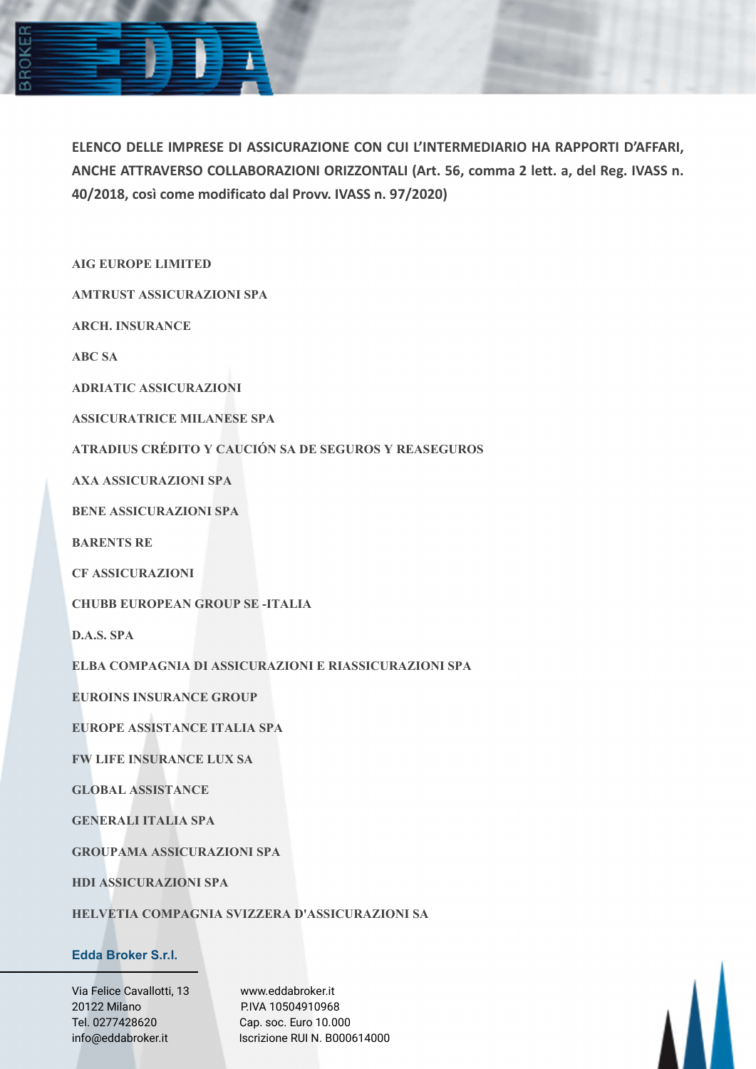**ELENCO DELLE IMPRESE DI ASSICURAZIONE CON CUI L'INTERMEDIARIO HA RAPPORTI D'AFFARI, ANCHE ATTRAVERSO COLLABORAZIONI ORIZZONTALI (Art. 56, comma 2 lett. a, del Reg. IVASS n. 40/2018, così come modificato dal Provv. IVASS n. 97/2020)**

AIG EUROPE LIMITED

AMTRUST ASSICURAZIONI SPA

ARCH. INSURANCE

ABC SA

ADRIATIC ASSICURAZIONI

ASSICURATRICE MILANESE SPA

ATRADIUS CRÉDITO Y CAUCIÓN SA DE SEGUROS Y REASEGUROS

AXA ASSICURAZIONI SPA

BENE ASSICURAZIONI SPA

BARENTS RE

CF ASSICURAZIONI

CHUBB EUROPEAN GROUP SE -ITALIA

D.A.S. SPA

ELBA COMPAGNIA DI ASSICURAZIONI E RIASSICURAZIONI SPA

EUROINS INSURANCE GROUP

EUROPE ASSISTANCE ITALIA SPA

FW LIFE INSURANCE LUX SA

GLOBAL ASSISTANCE

GENERALI ITALIA SPA

GROUPAMA ASSICURAZIONI SPA

HDI ASSICURAZIONI SPA

HELVETIA COMPAGNIA SVIZZERA D'ASSICURAZIONI SA

**Edda Broker S.r.l.**

Via Felice Cavallotti, 13
20122 Milano
Tel. 0277428620
info@eddabroker.it

www.eddabroker.it
P.IVA 10504910968
Cap. soc. Euro 10.000
Iscrizione RUI N. B000614000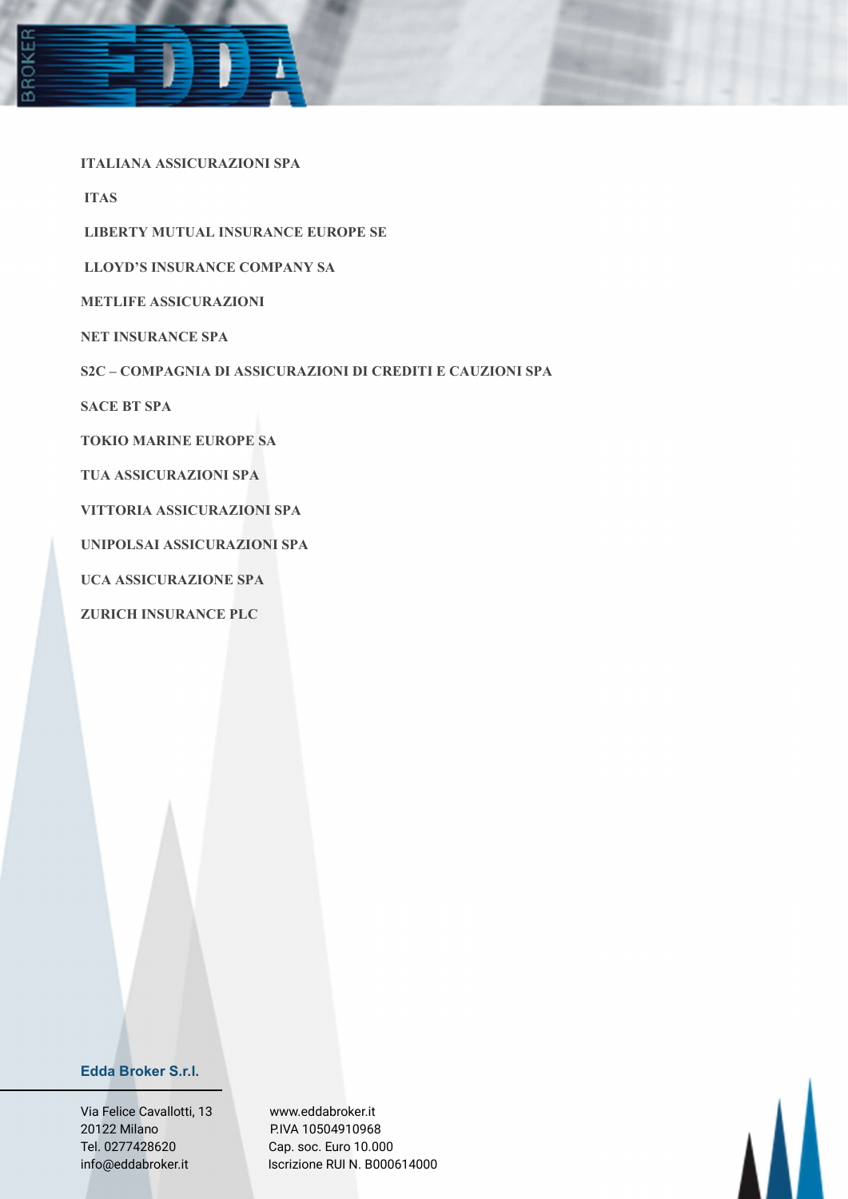**ITALIANA ASSICURAZIONI SPA**

**ITAS**

**LIBERTY MUTUAL INSURANCE EUROPE SE**

**LLOYD'S INSURANCE COMPANY SA**

**METLIFE ASSICURAZIONI**

**NET INSURANCE SPA**

**S2C – COMPAGNIA DI ASSICURAZIONI DI CREDITI E CAUZIONI SPA**

**SACE BT SPA**

**TOKIO MARINE EUROPE SA**

**TUA ASSICURAZIONI SPA**

**VITTORIA ASSICURAZIONI SPA**

**UNIPOLSAI ASSICURAZIONI SPA**

**UCA ASSICURAZIONE SPA**

**ZURICH INSURANCE PLC**

**Edda Broker S.r.l.**

Via Felice Cavallotti, 13
20122 Milano
Tel. 0277428620
info@eddabroker.it

www.eddabroker.it
P.IVA 10504910968
Cap. soc. Euro 10.000
Iscrizione RUI N. B000614000